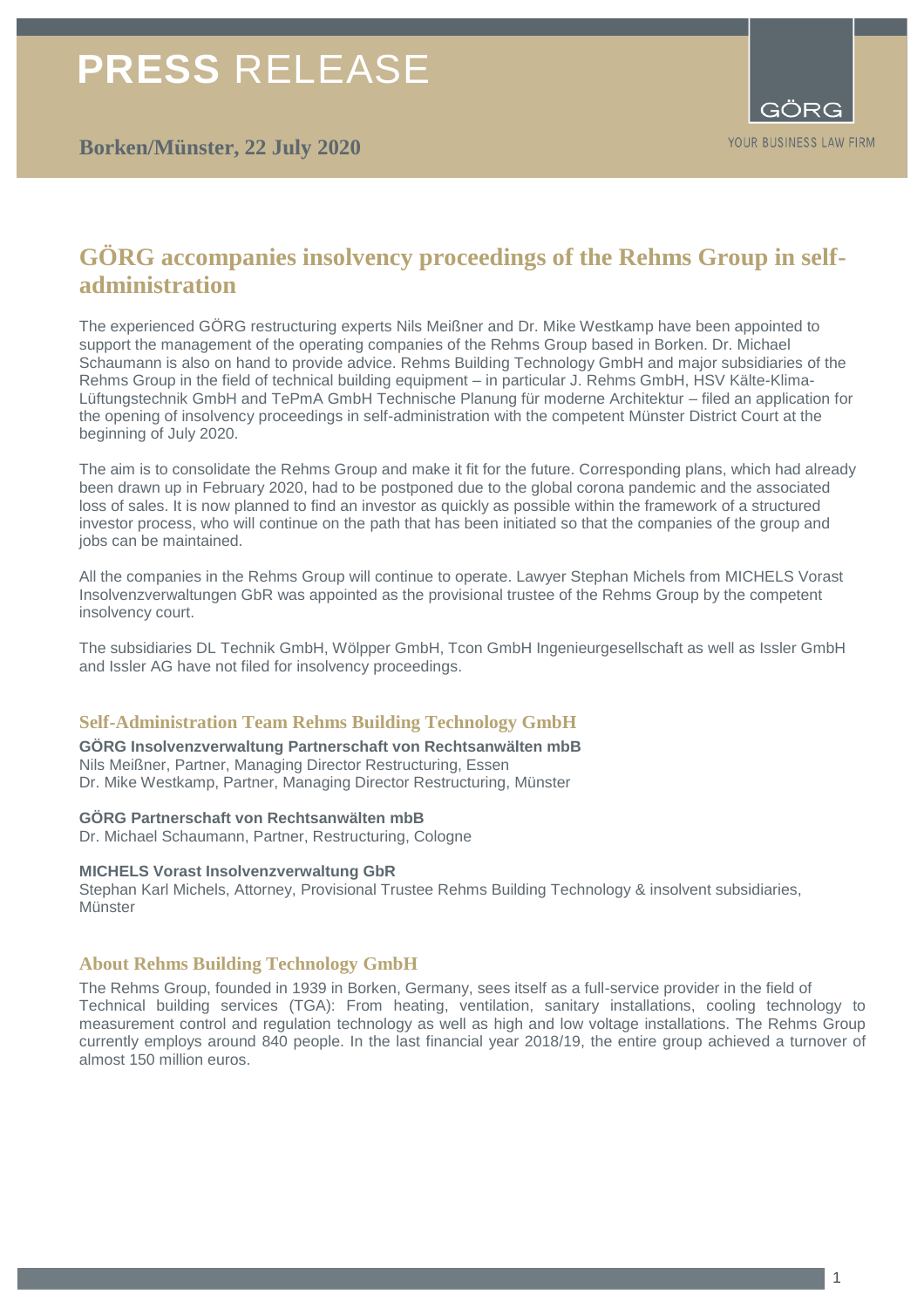# PRESS RELEASE

**Borken/Münster, 22 July 2020**

GÖRG

YOUR BUSINESS LAW FIRM

## GÖRG accompanies insolvency proceedings of the Rehms Group in self-administration

The experienced GÖRG restructuring experts Nils Meißner and Dr. Mike Westkamp have been appointed to support the management of the operating companies of the Rehms Group based in Borken. Dr. Michael Schaumann is also on hand to provide advice. Rehms Building Technology GmbH and major subsidiaries of the Rehms Group in the field of technical building equipment – in particular J. Rehms GmbH, HSV Kälte-Klima-Lüftungstechnik GmbH and TePmA GmbH Technische Planung für moderne Architektur – filed an application for the opening of insolvency proceedings in self-administration with the competent Münster District Court at the beginning of July 2020.

The aim is to consolidate the Rehms Group and make it fit for the future. Corresponding plans, which had already been drawn up in February 2020, had to be postponed due to the global corona pandemic and the associated loss of sales. It is now planned to find an investor as quickly as possible within the framework of a structured investor process, who will continue on the path that has been initiated so that the companies of the group and jobs can be maintained.

All the companies in the Rehms Group will continue to operate. Lawyer Stephan Michels from MICHELS Vorast Insolvenzverwaltungen GbR was appointed as the provisional trustee of the Rehms Group by the competent insolvency court.

The subsidiaries DL Technik GmbH, Wölpper GmbH, Tcon GmbH Ingenieurgesellschaft as well as Issler GmbH and Issler AG have not filed for insolvency proceedings.

### Self-Administration Team Rehms Building Technology GmbH

**GÖRG Insolvenzverwaltung Partnerschaft von Rechtsanwälten mbB**
Nils Meißner, Partner, Managing Director Restructuring, Essen
Dr. Mike Westkamp, Partner, Managing Director Restructuring, Münster

**GÖRG Partnerschaft von Rechtsanwälten mbB**
Dr. Michael Schaumann, Partner, Restructuring, Cologne

**MICHELS Vorast Insolvenzverwaltung GbR**
Stephan Karl Michels, Attorney, Provisional Trustee Rehms Building Technology & insolvent subsidiaries, Münster

### About Rehms Building Technology GmbH

The Rehms Group, founded in 1939 in Borken, Germany, sees itself as a full-service provider in the field of Technical building services (TGA): From heating, ventilation, sanitary installations, cooling technology to measurement control and regulation technology as well as high and low voltage installations. The Rehms Group currently employs around 840 people. In the last financial year 2018/19, the entire group achieved a turnover of almost 150 million euros.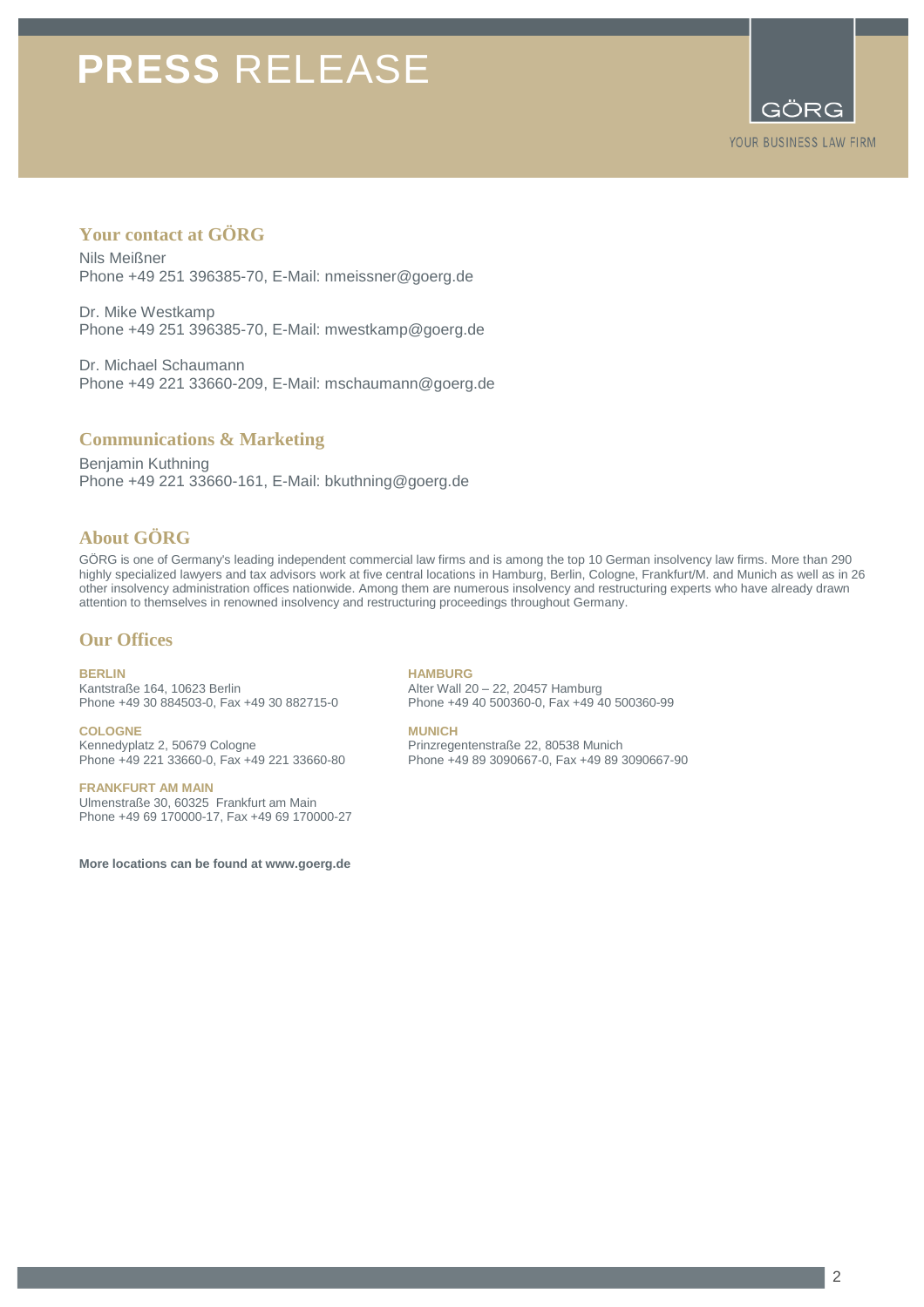# PRESS RELEASE

GÖRG

YOUR BUSINESS LAW FIRM

## Your contact at GÖRG

Nils Meißner
Phone +49 251 396385-70, E-Mail: nmeissner@goerg.de

Dr. Mike Westkamp
Phone +49 251 396385-70, E-Mail: mwestkamp@goerg.de

Dr. Michael Schaumann
Phone +49 221 33660-209, E-Mail: mschaumann@goerg.de

## Communications & Marketing

Benjamin Kuthning
Phone +49 221 33660-161, E-Mail: bkuthning@goerg.de

## About GÖRG

GÖRG is one of Germany's leading independent commercial law firms and is among the top 10 German insolvency law firms. More than 290 highly specialized lawyers and tax advisors work at five central locations in Hamburg, Berlin, Cologne, Frankfurt/M. and Munich as well as in 26 other insolvency administration offices nationwide. Among them are numerous insolvency and restructuring experts who have already drawn attention to themselves in renowned insolvency and restructuring proceedings throughout Germany.

## Our Offices

**BERLIN**
Kantstraße 164, 10623 Berlin
Phone +49 30 884503-0, Fax +49 30 882715-0

**COLOGNE**
Kennedyplatz 2, 50679 Cologne
Phone +49 221 33660-0, Fax +49 221 33660-80

**FRANKFURT AM MAIN**
Ulmenstraße 30, 60325 Frankfurt am Main
Phone +49 69 170000-17, Fax +49 69 170000-27

**HAMBURG**
Alter Wall 20 – 22, 20457 Hamburg
Phone +49 40 500360-0, Fax +49 40 500360-99

**MUNICH**
Prinzregentenstraße 22, 80538 Munich
Phone +49 89 3090667-0, Fax +49 89 3090667-90

**More locations can be found at www.goerg.de**